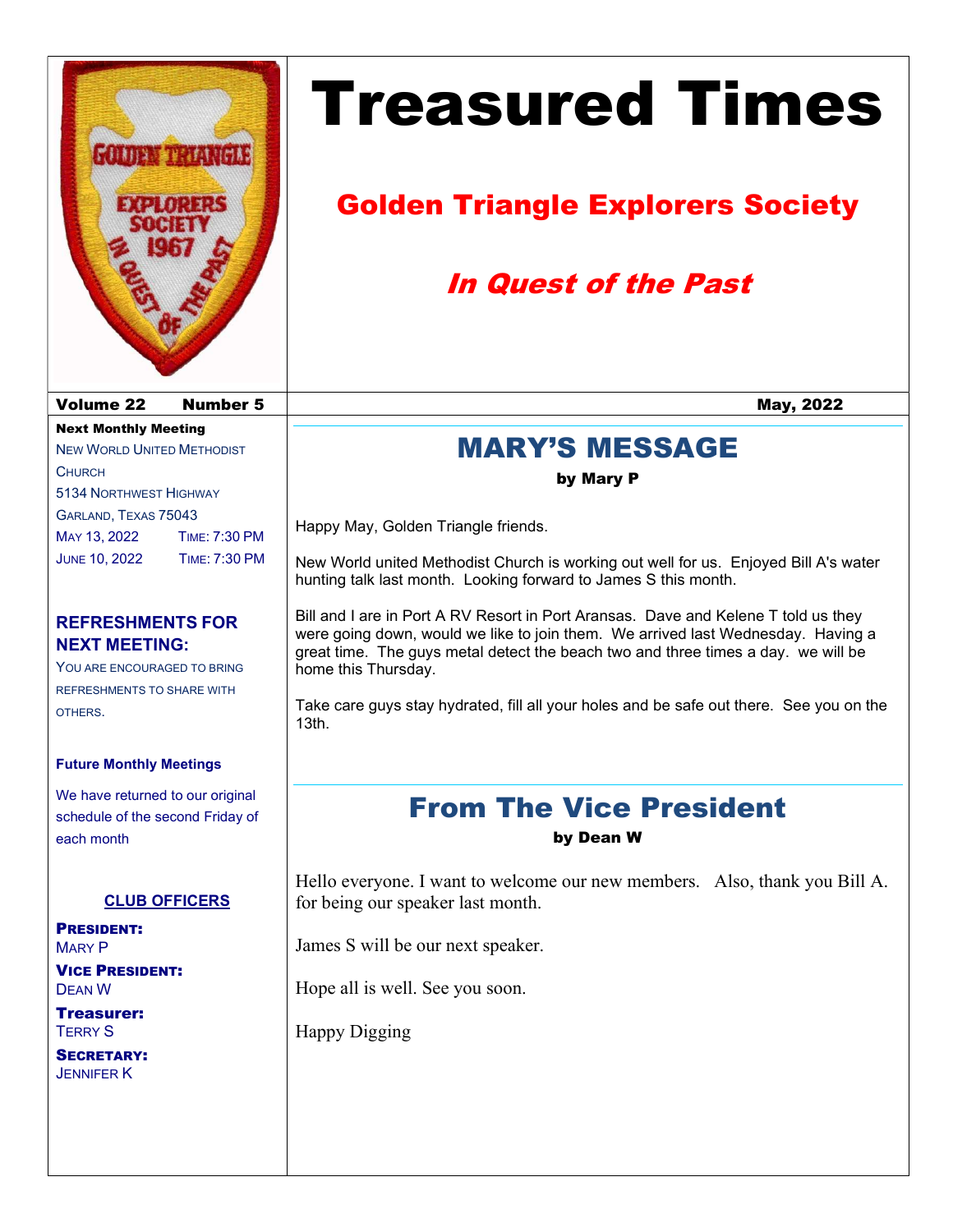# Treasured Times

## Golden Triangle Explorers Society

### *In Quest of the Past*

**Volume 22 Number 5** **May, 2022**

**Next Monthly Meeting**

New World United Methodist Church
5134 Northwest Highway
Garland, Texas 75043

May 13, 2022 Time: 7:30 PM
June 10, 2022 Time: 7:30 PM

**REFRESHMENTS FOR NEXT MEETING:**

You are encouraged to bring refreshments to share with others.

**Future Monthly Meetings**

We have returned to our original schedule of the second Friday of each month

**CLUB OFFICERS**

**President:**
Mary P

**Vice President:**
Dean W

**Treasurer:**
Terry S

**Secretary:**
Jennifer K

## MARY'S MESSAGE

**by Mary P**

Happy May, Golden Triangle friends.

New World united Methodist Church is working out well for us. Enjoyed Bill A's water hunting talk last month. Looking forward to James S this month.

Bill and I are in Port A RV Resort in Port Aransas. Dave and Kelene T told us they were going down, would we like to join them. We arrived last Wednesday. Having a great time. The guys metal detect the beach two and three times a day. we will be home this Thursday.

Take care guys stay hydrated, fill all your holes and be safe out there. See you on the 13th.

## From The Vice President

**by Dean W**

Hello everyone. I want to welcome our new members. Also, thank you Bill A. for being our speaker last month.

James S will be our next speaker.

Hope all is well. See you soon.

Happy Digging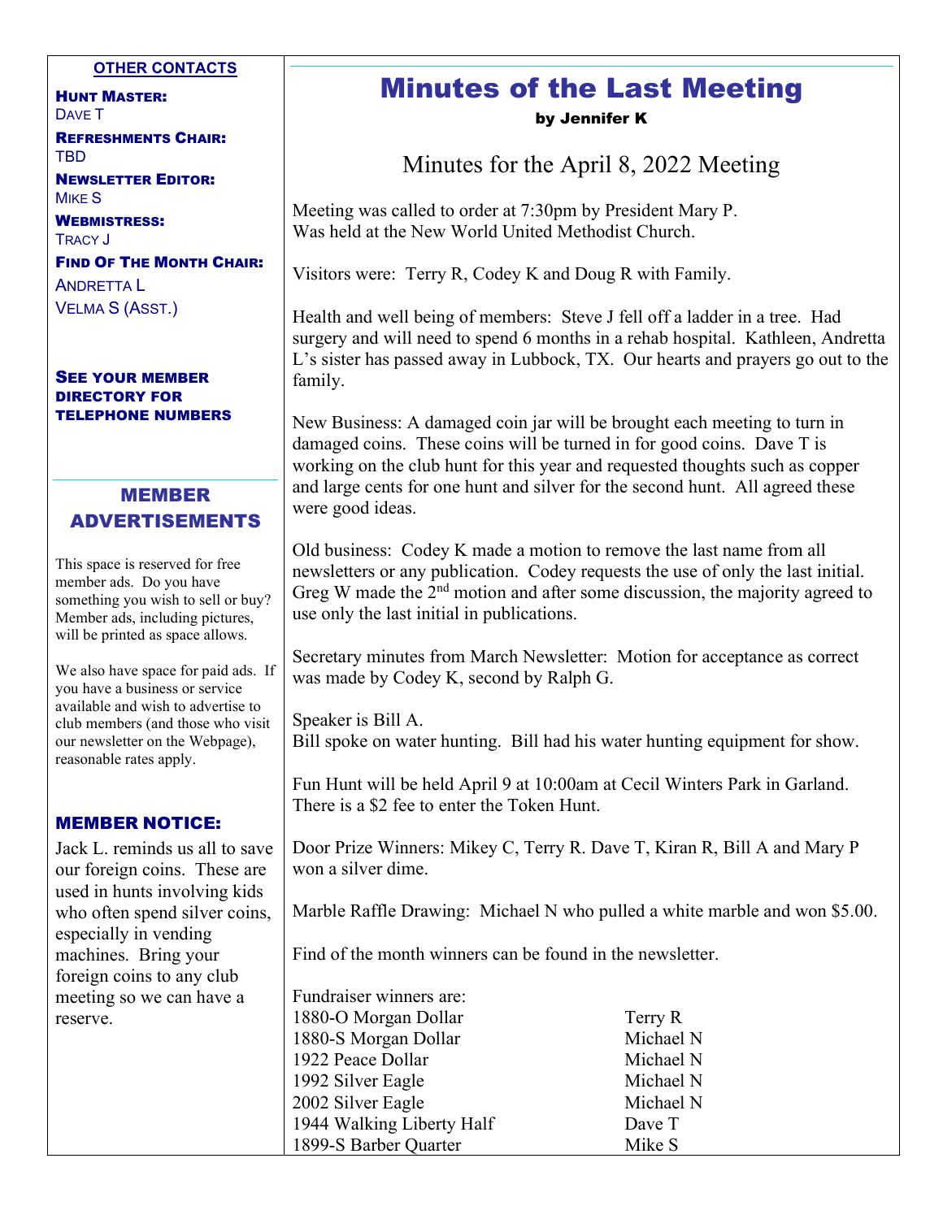## OTHER CONTACTS

**HUNT MASTER:**
DAVE T

**REFRESHMENTS CHAIR:**
TBD

**NEWSLETTER EDITOR:**
MIKE S

**WEBMISTRESS:**
TRACY J

**FIND OF THE MONTH CHAIR:**
ANDRETTA L
VELMA S (ASST.)

**SEE YOUR MEMBER DIRECTORY FOR TELEPHONE NUMBERS**

## MEMBER ADVERTISEMENTS

This space is reserved for free member ads. Do you have something you wish to sell or buy? Member ads, including pictures, will be printed as space allows.

We also have space for paid ads. If you have a business or service available and wish to advertise to club members (and those who visit our newsletter on the Webpage), reasonable rates apply.

## MEMBER NOTICE:

Jack L. reminds us all to save our foreign coins. These are used in hunts involving kids who often spend silver coins, especially in vending machines. Bring your foreign coins to any club meeting so we can have a reserve.

# Minutes of the Last Meeting

**by Jennifer K**

## Minutes for the April 8, 2022 Meeting

Meeting was called to order at 7:30pm by President Mary P.
Was held at the New World United Methodist Church.

Visitors were: Terry R, Codey K and Doug R with Family.

Health and well being of members: Steve J fell off a ladder in a tree. Had surgery and will need to spend 6 months in a rehab hospital. Kathleen, Andretta L's sister has passed away in Lubbock, TX. Our hearts and prayers go out to the family.

New Business: A damaged coin jar will be brought each meeting to turn in damaged coins. These coins will be turned in for good coins. Dave T is working on the club hunt for this year and requested thoughts such as copper and large cents for one hunt and silver for the second hunt. All agreed these were good ideas.

Old business: Codey K made a motion to remove the last name from all newsletters or any publication. Codey requests the use of only the last initial. Greg W made the 2nd motion and after some discussion, the majority agreed to use only the last initial in publications.

Secretary minutes from March Newsletter: Motion for acceptance as correct was made by Codey K, second by Ralph G.

Speaker is Bill A.
Bill spoke on water hunting. Bill had his water hunting equipment for show.

Fun Hunt will be held April 9 at 10:00am at Cecil Winters Park in Garland. There is a $2 fee to enter the Token Hunt.

Door Prize Winners: Mikey C, Terry R. Dave T, Kiran R, Bill A and Mary P won a silver dime.

Marble Raffle Drawing: Michael N who pulled a white marble and won $5.00.

Find of the month winners can be found in the newsletter.

Fundraiser winners are:

| | |
|---|---|
| 1880-O Morgan Dollar | Terry R |
| 1880-S Morgan Dollar | Michael N |
| 1922 Peace Dollar | Michael N |
| 1992 Silver Eagle | Michael N |
| 2002 Silver Eagle | Michael N |
| 1944 Walking Liberty Half | Dave T |
| 1899-S Barber Quarter | Mike S |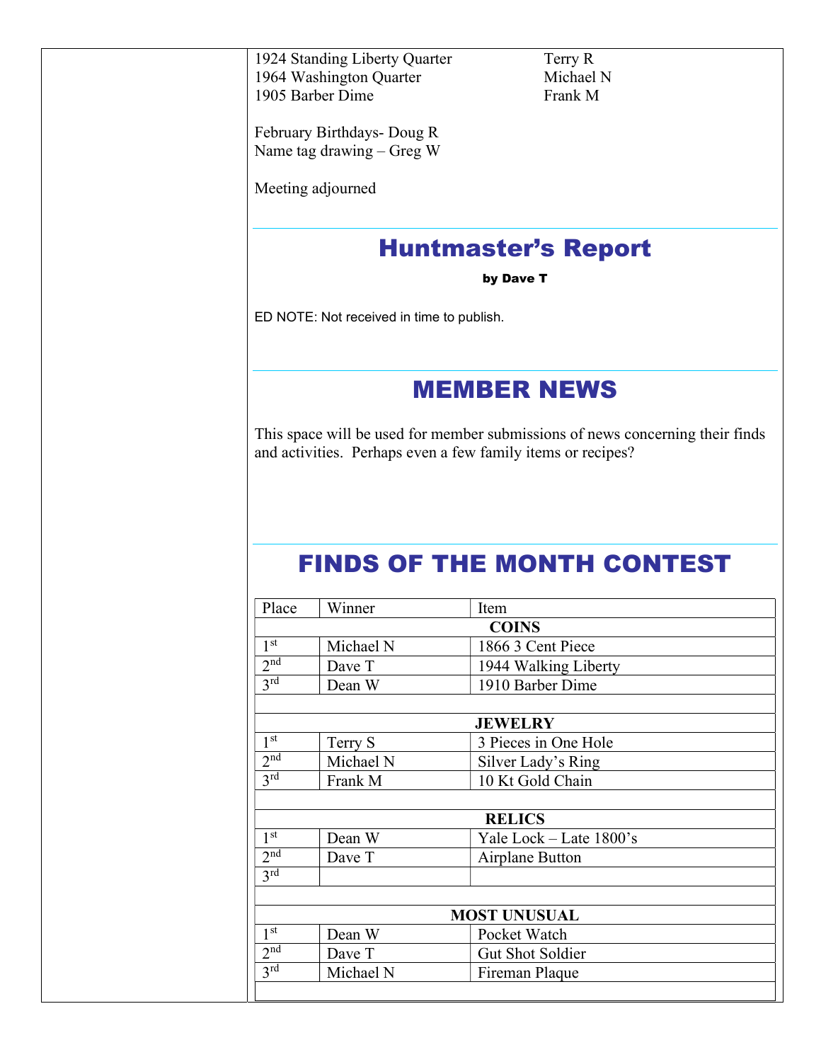| | |
|---|---|
| 1924 Standing Liberty Quarter | Terry R |
| 1964 Washington Quarter | Michael N |
| 1905 Barber Dime | Frank M |

February Birthdays- Doug R
Name tag drawing – Greg W

Meeting adjourned

## Huntmaster's Report

**by Dave T**

ED NOTE: Not received in time to publish.

## MEMBER NEWS

This space will be used for member submissions of news concerning their finds and activities. Perhaps even a few family items or recipes?

## FINDS OF THE MONTH CONTEST

| Place | Winner | Item |
|---|---|---|
| | **COINS** | |
| 1st | Michael N | 1866 3 Cent Piece |
| 2nd | Dave T | 1944 Walking Liberty |
| 3rd | Dean W | 1910 Barber Dime |
| | | |
| | **JEWELRY** | |
| 1st | Terry S | 3 Pieces in One Hole |
| 2nd | Michael N | Silver Lady's Ring |
| 3rd | Frank M | 10 Kt Gold Chain |
| | | |
| | **RELICS** | |
| 1st | Dean W | Yale Lock – Late 1800's |
| 2nd | Dave T | Airplane Button |
| 3rd | | |
| | | |
| | **MOST UNUSUAL** | |
| 1st | Dean W | Pocket Watch |
| 2nd | Dave T | Gut Shot Soldier |
| 3rd | Michael N | Fireman Plaque |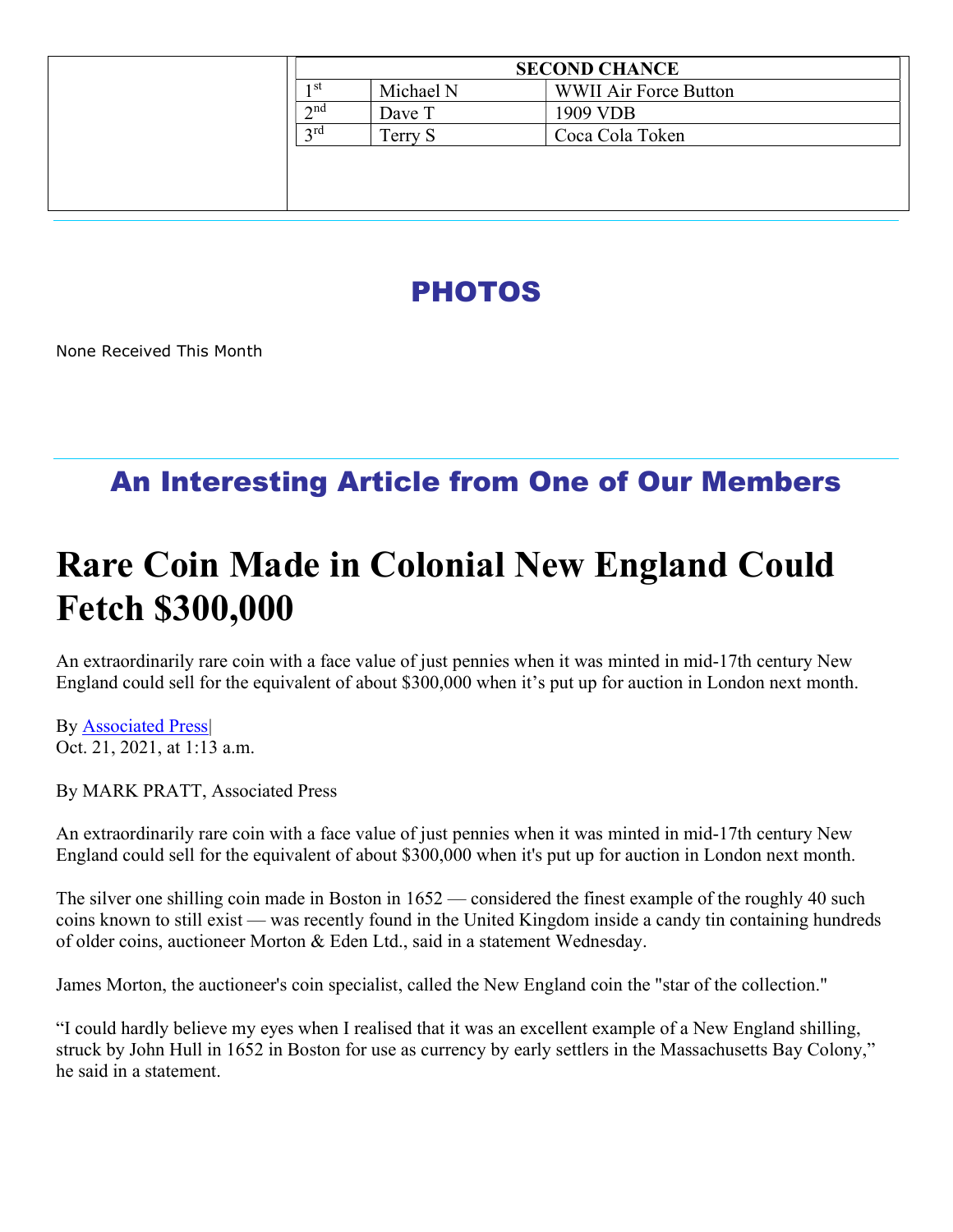| SECOND CHANCE | | |
|---|---|---|
| 1st | Michael N | WWII Air Force Button |
| 2nd | Dave T | 1909 VDB |
| 3rd | Terry S | Coca Cola Token |

## PHOTOS

None Received This Month

## An Interesting Article from One of Our Members

# Rare Coin Made in Colonial New England Could Fetch $300,000

An extraordinarily rare coin with a face value of just pennies when it was minted in mid-17th century New England could sell for the equivalent of about $300,000 when it's put up for auction in London next month.

By Associated Press|
Oct. 21, 2021, at 1:13 a.m.

By MARK PRATT, Associated Press

An extraordinarily rare coin with a face value of just pennies when it was minted in mid-17th century New England could sell for the equivalent of about $300,000 when it's put up for auction in London next month.

The silver one shilling coin made in Boston in 1652 — considered the finest example of the roughly 40 such coins known to still exist — was recently found in the United Kingdom inside a candy tin containing hundreds of older coins, auctioneer Morton & Eden Ltd., said in a statement Wednesday.

James Morton, the auctioneer's coin specialist, called the New England coin the "star of the collection."

"I could hardly believe my eyes when I realised that it was an excellent example of a New England shilling, struck by John Hull in 1652 in Boston for use as currency by early settlers in the Massachusetts Bay Colony," he said in a statement.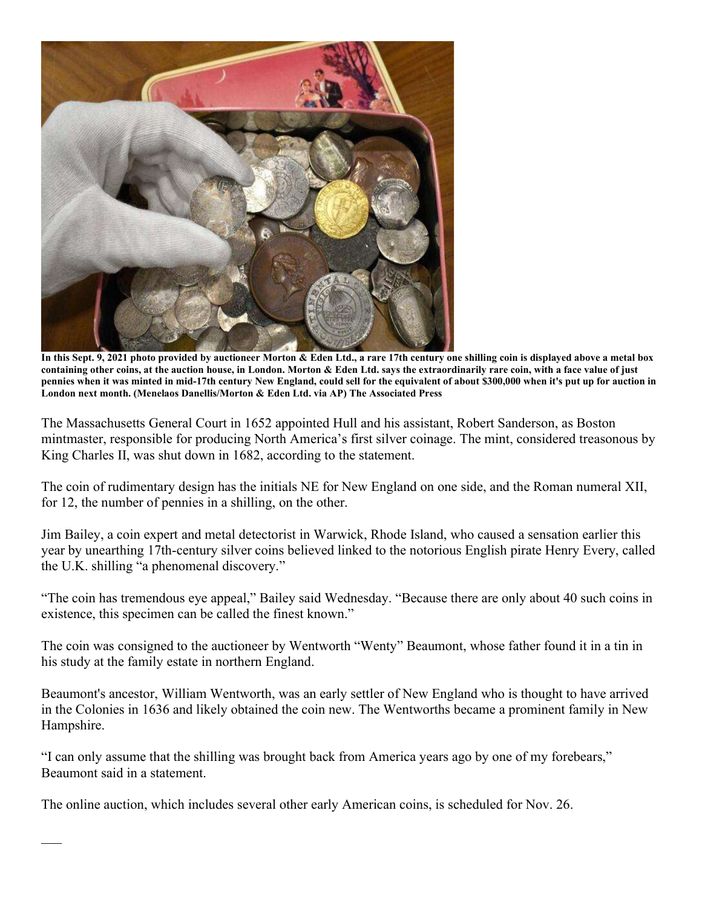**In this Sept. 9, 2021 photo provided by auctioneer Morton & Eden Ltd., a rare 17th century one shilling coin is displayed above a metal box containing other coins, at the auction house, in London. Morton & Eden Ltd. says the extraordinarily rare coin, with a face value of just pennies when it was minted in mid-17th century New England, could sell for the equivalent of about $300,000 when it's put up for auction in London next month. (Menelaos Danellis/Morton & Eden Ltd. via AP) The Associated Press**

The Massachusetts General Court in 1652 appointed Hull and his assistant, Robert Sanderson, as Boston mintmaster, responsible for producing North America's first silver coinage. The mint, considered treasonous by King Charles II, was shut down in 1682, according to the statement.

The coin of rudimentary design has the initials NE for New England on one side, and the Roman numeral XII, for 12, the number of pennies in a shilling, on the other.

Jim Bailey, a coin expert and metal detectorist in Warwick, Rhode Island, who caused a sensation earlier this year by unearthing 17th-century silver coins believed linked to the notorious English pirate Henry Every, called the U.K. shilling "a phenomenal discovery."

"The coin has tremendous eye appeal," Bailey said Wednesday. "Because there are only about 40 such coins in existence, this specimen can be called the finest known."

The coin was consigned to the auctioneer by Wentworth "Wenty" Beaumont, whose father found it in a tin in his study at the family estate in northern England.

Beaumont's ancestor, William Wentworth, was an early settler of New England who is thought to have arrived in the Colonies in 1636 and likely obtained the coin new. The Wentworths became a prominent family in New Hampshire.

"I can only assume that the shilling was brought back from America years ago by one of my forebears," Beaumont said in a statement.

The online auction, which includes several other early American coins, is scheduled for Nov. 26.

___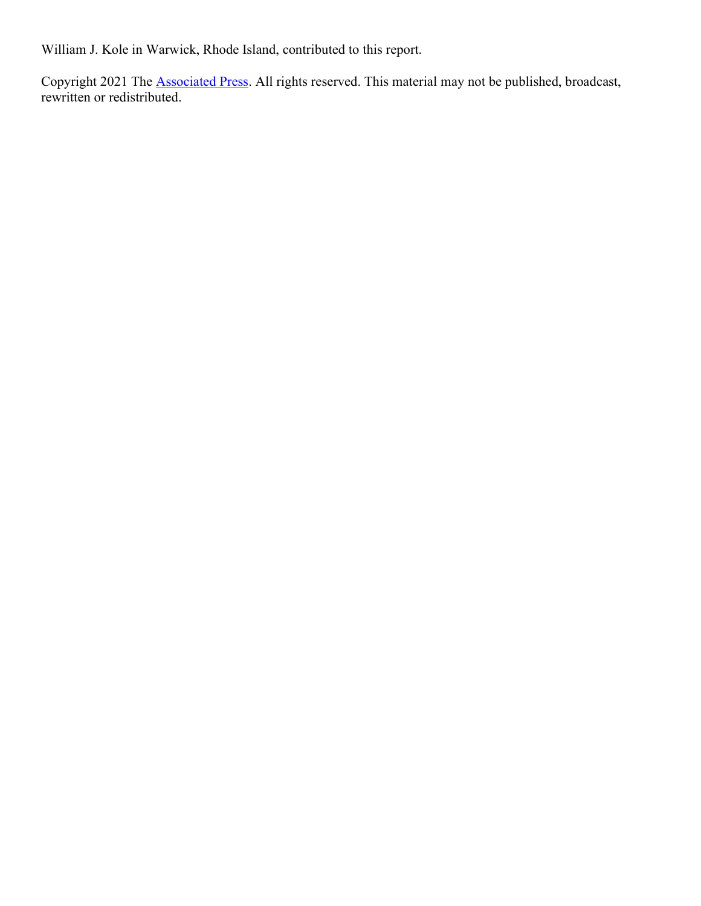William J. Kole in Warwick, Rhode Island, contributed to this report.

Copyright 2021 The Associated Press. All rights reserved. This material may not be published, broadcast, rewritten or redistributed.